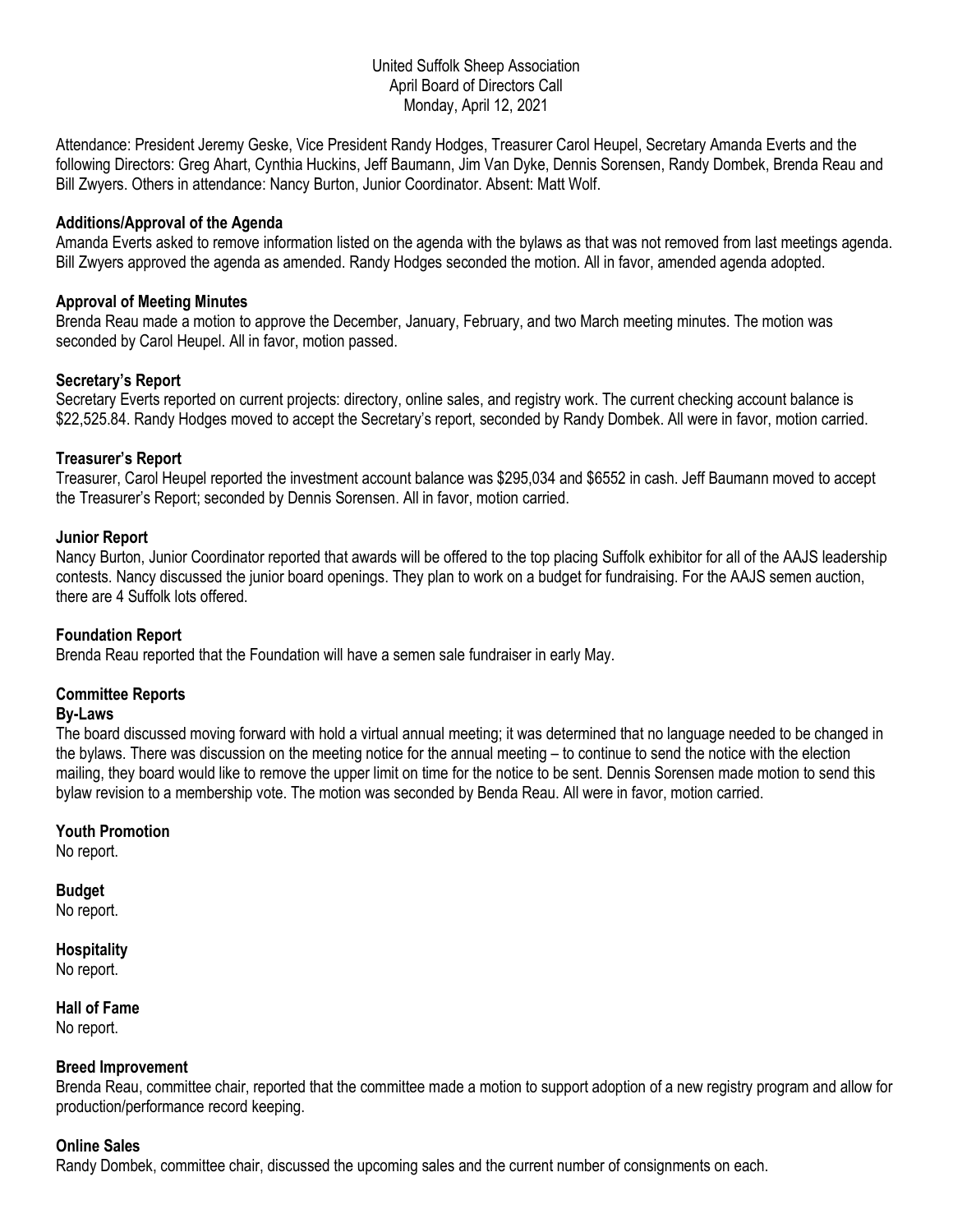United Suffolk Sheep Association
April Board of Directors Call
Monday, April 12, 2021

Attendance: President Jeremy Geske, Vice President Randy Hodges, Treasurer Carol Heupel, Secretary Amanda Everts and the following Directors: Greg Ahart, Cynthia Huckins, Jeff Baumann, Jim Van Dyke, Dennis Sorensen, Randy Dombek, Brenda Reau and Bill Zwyers. Others in attendance: Nancy Burton, Junior Coordinator. Absent: Matt Wolf.

**Additions/Approval of the Agenda**

Amanda Everts asked to remove information listed on the agenda with the bylaws as that was not removed from last meetings agenda. Bill Zwyers approved the agenda as amended. Randy Hodges seconded the motion. All in favor, amended agenda adopted.

**Approval of Meeting Minutes**

Brenda Reau made a motion to approve the December, January, February, and two March meeting minutes. The motion was seconded by Carol Heupel. All in favor, motion passed.

**Secretary's Report**

Secretary Everts reported on current projects: directory, online sales, and registry work. The current checking account balance is $22,525.84. Randy Hodges moved to accept the Secretary's report, seconded by Randy Dombek. All were in favor, motion carried.

**Treasurer's Report**

Treasurer, Carol Heupel reported the investment account balance was $295,034 and $6552 in cash. Jeff Baumann moved to accept the Treasurer's Report; seconded by Dennis Sorensen. All in favor, motion carried.

**Junior Report**

Nancy Burton, Junior Coordinator reported that awards will be offered to the top placing Suffolk exhibitor for all of the AAJS leadership contests. Nancy discussed the junior board openings. They plan to work on a budget for fundraising. For the AAJS semen auction, there are 4 Suffolk lots offered.

**Foundation Report**

Brenda Reau reported that the Foundation will have a semen sale fundraiser in early May.

**Committee Reports**

**By-Laws**

The board discussed moving forward with hold a virtual annual meeting; it was determined that no language needed to be changed in the bylaws. There was discussion on the meeting notice for the annual meeting – to continue to send the notice with the election mailing, they board would like to remove the upper limit on time for the notice to be sent. Dennis Sorensen made motion to send this bylaw revision to a membership vote. The motion was seconded by Benda Reau. All were in favor, motion carried.

**Youth Promotion**

No report.

**Budget**

No report.

**Hospitality**

No report.

**Hall of Fame**

No report.

**Breed Improvement**

Brenda Reau, committee chair, reported that the committee made a motion to support adoption of a new registry program and allow for production/performance record keeping.

**Online Sales**

Randy Dombek, committee chair, discussed the upcoming sales and the current number of consignments on each.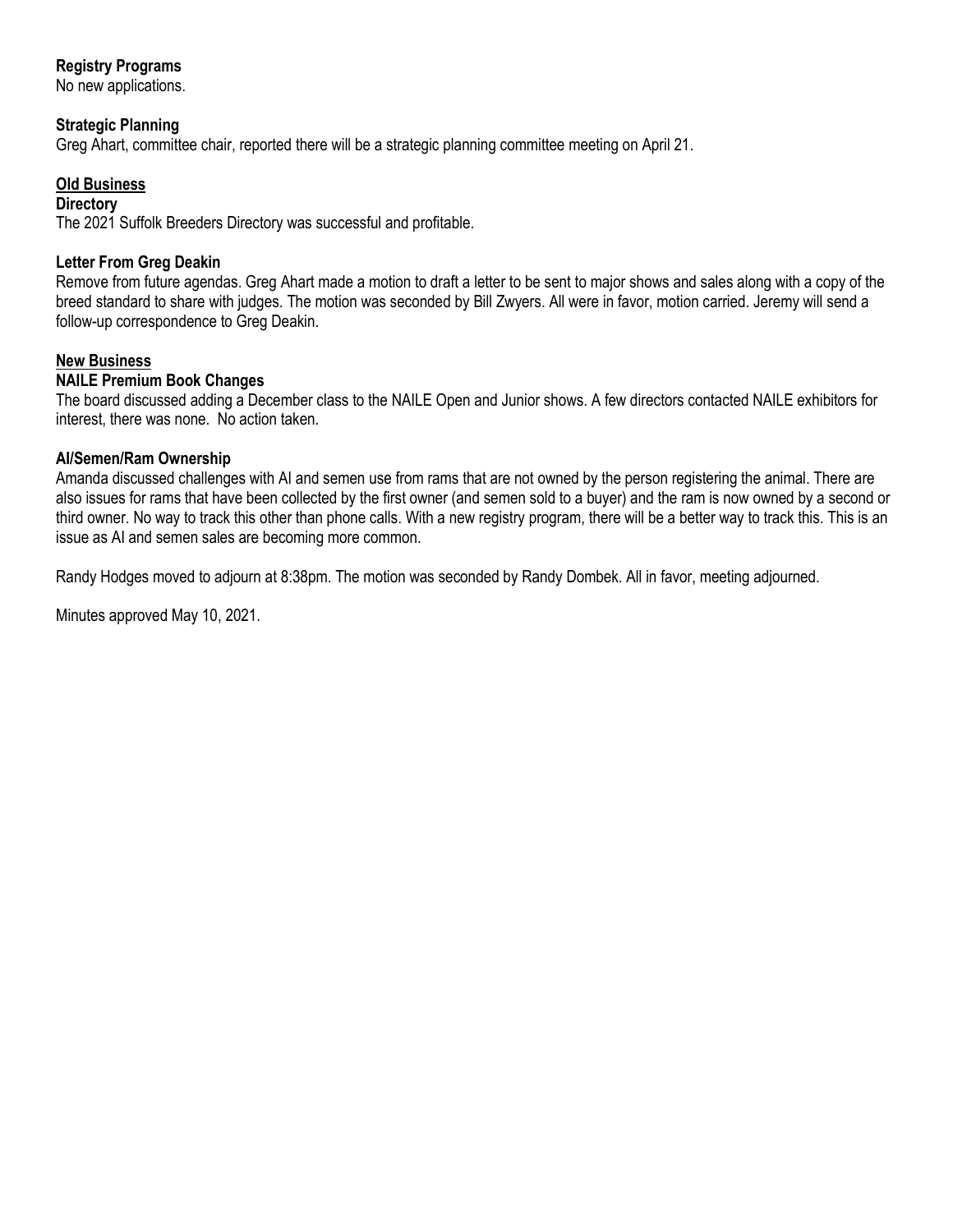**Registry Programs**
No new applications.

**Strategic Planning**
Greg Ahart, committee chair, reported there will be a strategic planning committee meeting on April 21.

**Old Business**

**Directory**
The 2021 Suffolk Breeders Directory was successful and profitable.

**Letter From Greg Deakin**
Remove from future agendas. Greg Ahart made a motion to draft a letter to be sent to major shows and sales along with a copy of the breed standard to share with judges. The motion was seconded by Bill Zwyers. All were in favor, motion carried. Jeremy will send a follow-up correspondence to Greg Deakin.

**New Business**

**NAILE Premium Book Changes**
The board discussed adding a December class to the NAILE Open and Junior shows. A few directors contacted NAILE exhibitors for interest, there was none. No action taken.

**AI/Semen/Ram Ownership**
Amanda discussed challenges with AI and semen use from rams that are not owned by the person registering the animal. There are also issues for rams that have been collected by the first owner (and semen sold to a buyer) and the ram is now owned by a second or third owner. No way to track this other than phone calls. With a new registry program, there will be a better way to track this. This is an issue as AI and semen sales are becoming more common.

Randy Hodges moved to adjourn at 8:38pm. The motion was seconded by Randy Dombek. All in favor, meeting adjourned.

Minutes approved May 10, 2021.